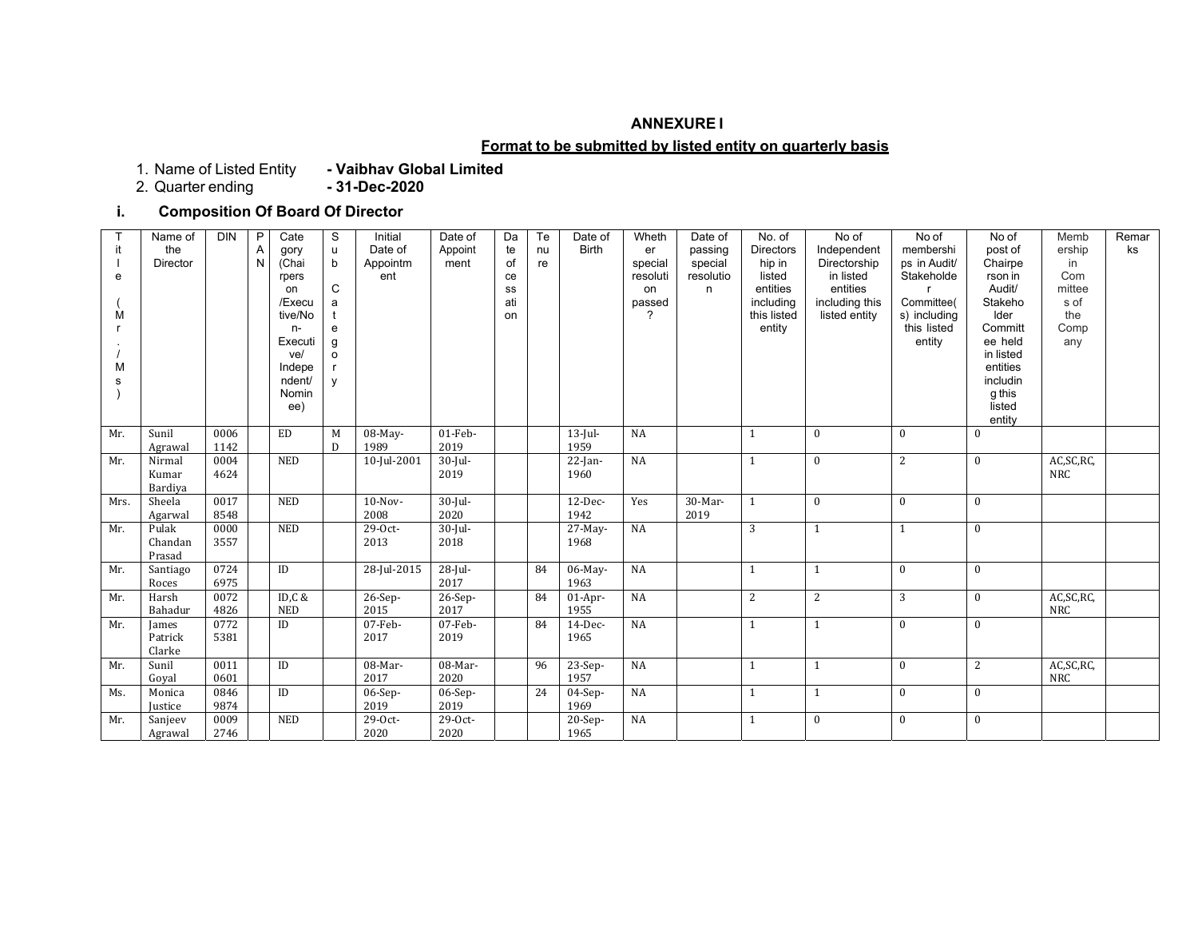## ANNEXURE I

### Format to be submitted by listed entity on quarterly basis

1. Name of Listed Entity - **Vaibhav Global Limited**
2. Quarter ending - **31-Dec-2020**

### i. Composition Of Board Of Director

| Title (Mr./Ms) | Name of the Director | DIN | PAN | Category (Chairperson/Executive/Non-Executive/Independent/Nominee) | Sub Category | Initial Date of Appointment | Date of Appointment | Date of cessation | Tenure | Date of Birth | Whether special resolution passed? | Date of passing special resolution | No. of Directorship in listed entities including this listed entity | No of Independent Directorship in listed entities including this listed entity | No of memberships in Audit/ Stakeholder Committee(s) including this listed entity | No of post of Chairperson in Audit/ Stakeholder Committee held in listed entities including this listed entity | Membership in Committees of the Company | Remarks |
|---|---|---|---|---|---|---|---|---|---|---|---|---|---|---|---|---|---|---|
| Mr. | Sunil Agrawal | 00061142 | | ED | MD | 08-May-1989 | 01-Feb-2019 | | | 13-Jul-1959 | NA | | 1 | 0 | 0 | 0 | | |
| Mr. | Nirmal Kumar Bardiya | 00044624 | | NED | | 10-Jul-2001 | 30-Jul-2019 | | | 22-Jan-1960 | NA | | 1 | 0 | 2 | 0 | AC,SC,RC, NRC | |
| Mrs. | Sheela Agarwal | 00178548 | | NED | | 10-Nov-2008 | 30-Jul-2020 | | | 12-Dec-1942 | Yes | 30-Mar-2019 | 1 | 0 | 0 | 0 | | |
| Mr. | Pulak Chandan Prasad | 00003557 | | NED | | 29-Oct-2013 | 30-Jul-2018 | | | 27-May-1968 | NA | | 3 | 1 | 1 | 0 | | |
| Mr. | Santiago Roces | 07246975 | | ID | | 28-Jul-2015 | 28-Jul-2017 | | 84 | 06-May-1963 | NA | | 1 | 1 | 0 | 0 | | |
| Mr. | Harsh Bahadur | 00724826 | | ID,C & NED | | 26-Sep-2015 | 26-Sep-2017 | | 84 | 01-Apr-1955 | NA | | 2 | 2 | 3 | 0 | AC,SC,RC, NRC | |
| Mr. | James Patrick Clarke | 07725381 | | ID | | 07-Feb-2017 | 07-Feb-2019 | | 84 | 14-Dec-1965 | NA | | 1 | 1 | 0 | 0 | | |
| Mr. | Sunil Goyal | 00110601 | | ID | | 08-Mar-2017 | 08-Mar-2020 | | 96 | 23-Sep-1957 | NA | | 1 | 1 | 0 | 2 | AC,SC,RC, NRC | |
| Ms. | Monica Justice | 08469874 | | ID | | 06-Sep-2019 | 06-Sep-2019 | | 24 | 04-Sep-1969 | NA | | 1 | 1 | 0 | 0 | | |
| Mr. | Sanjeev Agrawal | 00092746 | | NED | | 29-Oct-2020 | 29-Oct-2020 | | | 20-Sep-1965 | NA | | 1 | 0 | 0 | 0 | | |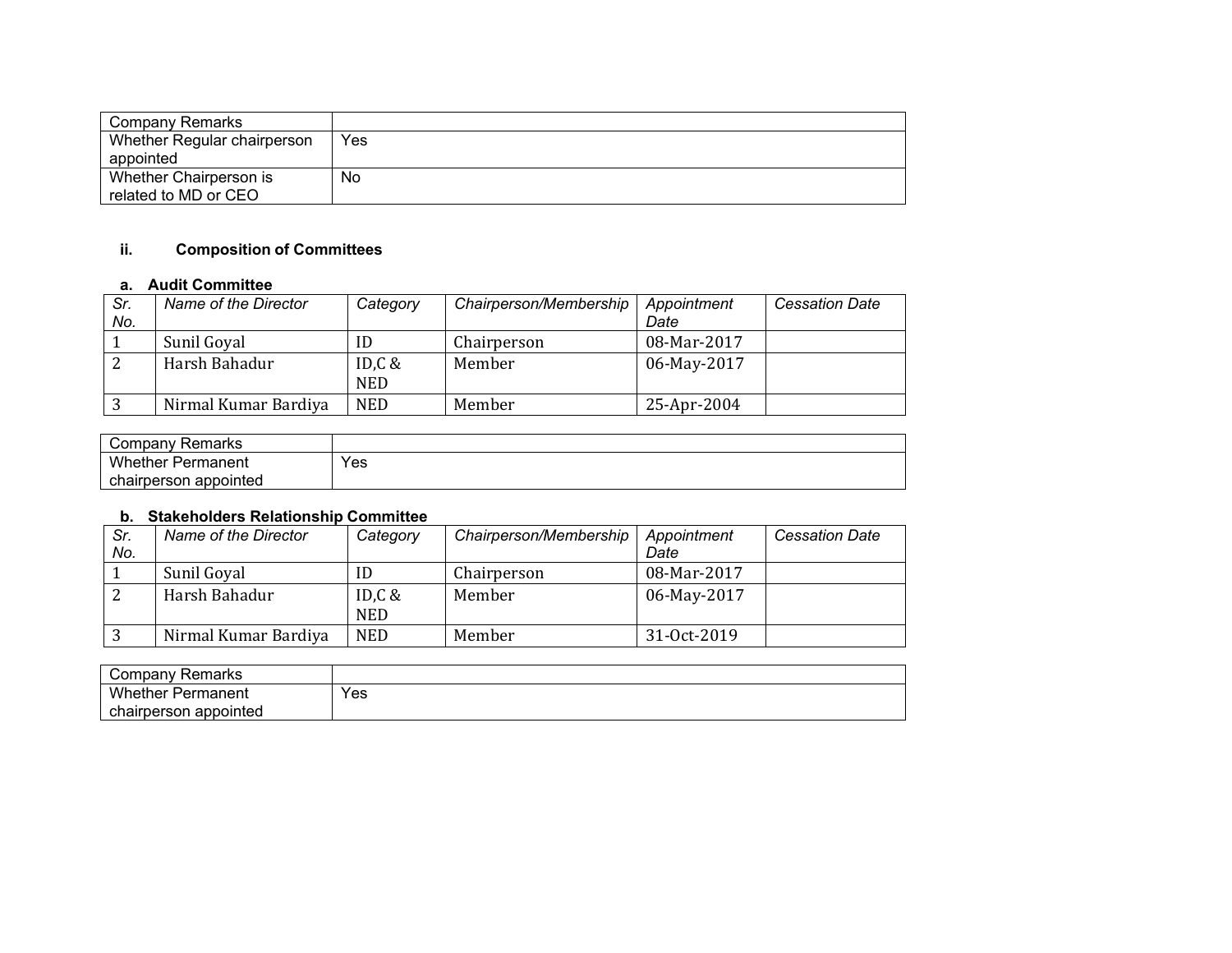| Company Remarks | |
|---|---|
| Whether Regular chairperson appointed | Yes |
| Whether Chairperson is related to MD or CEO | No |

### ii. Composition of Committees

#### a. Audit Committee

| *Sr. No.* | *Name of the Director* | *Category* | *Chairperson/Membership* | *Appointment Date* | *Cessation Date* |
|---|---|---|---|---|---|
| 1 | Sunil Goyal | ID | Chairperson | 08-Mar-2017 | |
| 2 | Harsh Bahadur | ID,C & NED | Member | 06-May-2017 | |
| 3 | Nirmal Kumar Bardiya | NED | Member | 25-Apr-2004 | |

| Company Remarks | |
|---|---|
| Whether Permanent chairperson appointed | Yes |

#### b. Stakeholders Relationship Committee

| *Sr. No.* | *Name of the Director* | *Category* | *Chairperson/Membership* | *Appointment Date* | *Cessation Date* |
|---|---|---|---|---|---|
| 1 | Sunil Goyal | ID | Chairperson | 08-Mar-2017 | |
| 2 | Harsh Bahadur | ID,C & NED | Member | 06-May-2017 | |
| 3 | Nirmal Kumar Bardiya | NED | Member | 31-Oct-2019 | |

| Company Remarks | |
|---|---|
| Whether Permanent chairperson appointed | Yes |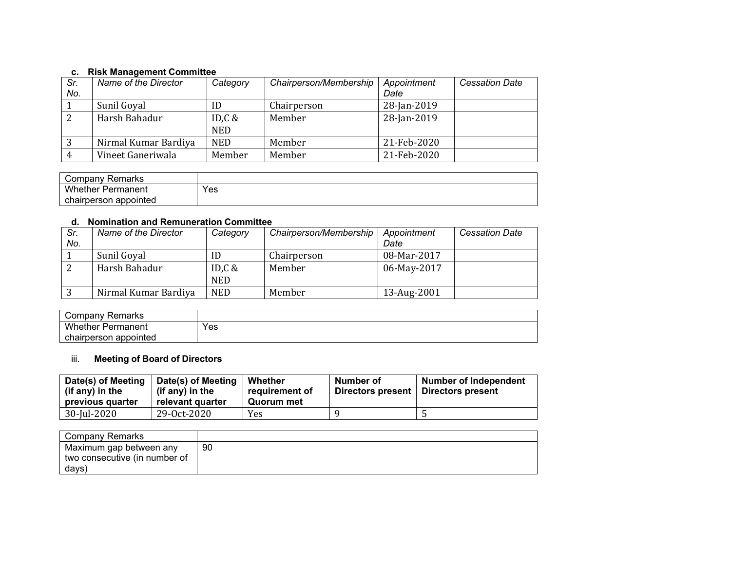### c. Risk Management Committee

| *Sr. No.* | *Name of the Director* | *Category* | *Chairperson/Membership* | *Appointment Date* | *Cessation Date* |
|---|---|---|---|---|---|
| 1 | Sunil Goyal | ID | Chairperson | 28-Jan-2019 | |
| 2 | Harsh Bahadur | ID,C & NED | Member | 28-Jan-2019 | |
| 3 | Nirmal Kumar Bardiya | NED | Member | 21-Feb-2020 | |
| 4 | Vineet Ganeriwala | Member | Member | 21-Feb-2020 | |

| Company Remarks | |
|---|---|
| Whether Permanent chairperson appointed | Yes |

### d. Nomination and Remuneration Committee

| *Sr. No.* | *Name of the Director* | *Category* | *Chairperson/Membership* | *Appointment Date* | *Cessation Date* |
|---|---|---|---|---|---|
| 1 | Sunil Goyal | ID | Chairperson | 08-Mar-2017 | |
| 2 | Harsh Bahadur | ID,C & NED | Member | 06-May-2017 | |
| 3 | Nirmal Kumar Bardiya | NED | Member | 13-Aug-2001 | |

| Company Remarks | |
|---|---|
| Whether Permanent chairperson appointed | Yes |

### iii. Meeting of Board of Directors

| **Date(s) of Meeting (if any) in the previous quarter** | **Date(s) of Meeting (if any) in the relevant quarter** | **Whether requirement of Quorum met** | **Number of Directors present** | **Number of Independent Directors present** |
|---|---|---|---|---|
| 30-Jul-2020 | 29-Oct-2020 | Yes | 9 | 5 |

| Company Remarks | |
|---|---|
| Maximum gap between any two consecutive (in number of days) | 90 |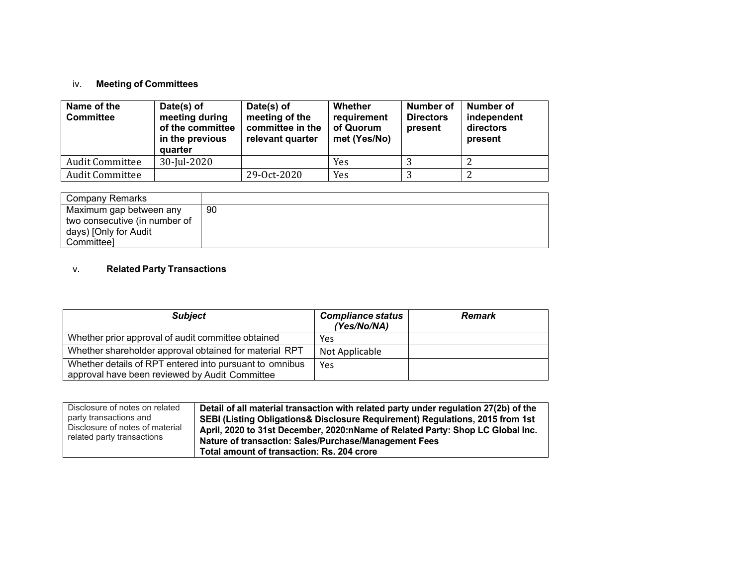iv. **Meeting of Committees**

| Name of the Committee | Date(s) of meeting during of the committee in the previous quarter | Date(s) of meeting of the committee in the relevant quarter | Whether requirement of Quorum met (Yes/No) | Number of Directors present | Number of independent directors present |
|---|---|---|---|---|---|
| Audit Committee | 30-Jul-2020 | | Yes | 3 | 2 |
| Audit Committee | | 29-Oct-2020 | Yes | 3 | 2 |

| Company Remarks | |
|---|---|
| Maximum gap between any two consecutive (in number of days) [Only for Audit Committee] | 90 |

v. **Related Party Transactions**

| *Subject* | *Compliance status (Yes/No/NA)* | *Remark* |
|---|---|---|
| Whether prior approval of audit committee obtained | Yes | |
| Whether shareholder approval obtained for material RPT | Not Applicable | |
| Whether details of RPT entered into pursuant to omnibus approval have been reviewed by Audit Committee | Yes | |

| Disclosure of notes on related party transactions and Disclosure of notes of material related party transactions | **Detail of all material transaction with related party under regulation 27(2b) of the SEBI (Listing Obligations& Disclosure Requirement) Regulations, 2015 from 1st April, 2020 to 31st December, 2020:nName of Related Party: Shop LC Global Inc. Nature of transaction: Sales/Purchase/Management Fees Total amount of transaction: Rs. 204 crore** |
|---|---|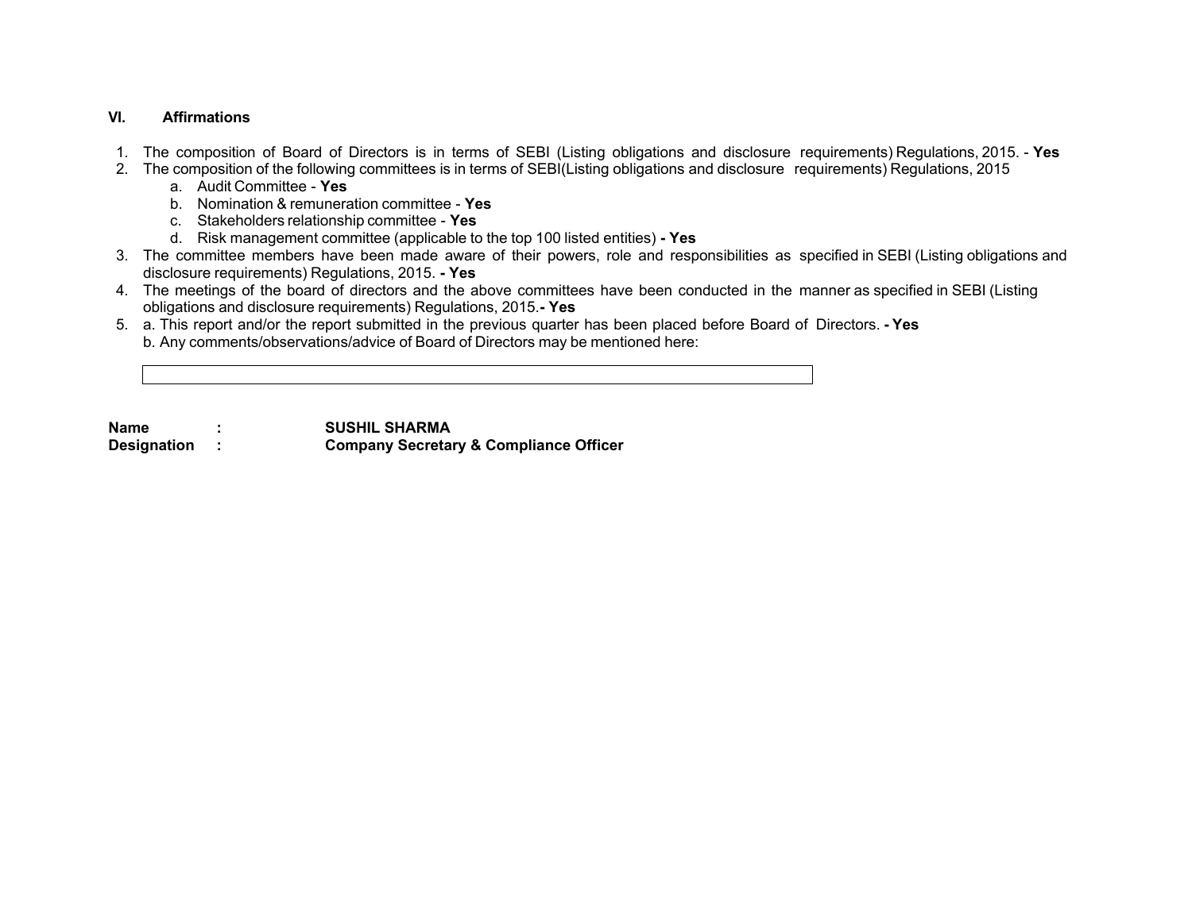## VI. Affirmations

1. The composition of Board of Directors is in terms of SEBI (Listing obligations and disclosure requirements) Regulations, 2015. - **Yes**
2. The composition of the following committees is in terms of SEBI(Listing obligations and disclosure requirements) Regulations, 2015
   a. Audit Committee - **Yes**
   b. Nomination & remuneration committee - **Yes**
   c. Stakeholders relationship committee - **Yes**
   d. Risk management committee (applicable to the top 100 listed entities) **- Yes**
3. The committee members have been made aware of their powers, role and responsibilities as specified in SEBI (Listing obligations and disclosure requirements) Regulations, 2015. **- Yes**
4. The meetings of the board of directors and the above committees have been conducted in the manner as specified in SEBI (Listing obligations and disclosure requirements) Regulations, 2015.**- Yes**
5. a. This report and/or the report submitted in the previous quarter has been placed before Board of Directors. **- Yes**
   b. Any comments/observations/advice of Board of Directors may be mentioned here:

| |
|---|
| |

**Name : SUSHIL SHARMA**
**Designation : Company Secretary & Compliance Officer**